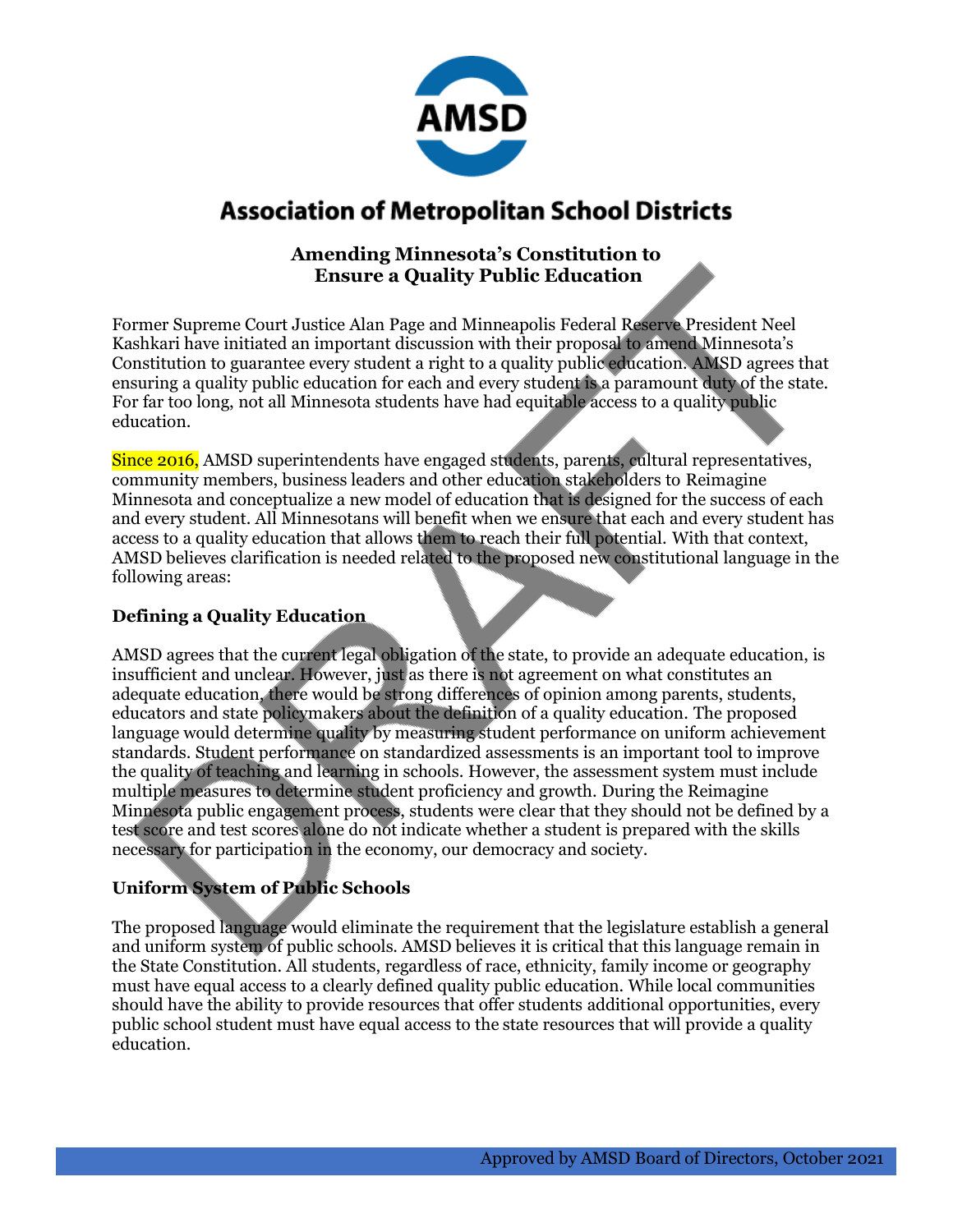# Association of Metropolitan School Districts

**Amending Minnesota's Constitution to Ensure a Quality Public Education**

Former Supreme Court Justice Alan Page and Minneapolis Federal Reserve President Neel Kashkari have initiated an important discussion with their proposal to amend Minnesota's Constitution to guarantee every student a right to a quality public education. AMSD agrees that ensuring a quality public education for each and every student is a paramount duty of the state. For far too long, not all Minnesota students have had equitable access to a quality public education.

Since 2016, AMSD superintendents have engaged students, parents, cultural representatives, community members, business leaders and other education stakeholders to Reimagine Minnesota and conceptualize a new model of education that is designed for the success of each and every student. All Minnesotans will benefit when we ensure that each and every student has access to a quality education that allows them to reach their full potential. With that context, AMSD believes clarification is needed related to the proposed new constitutional language in the following areas:

## Defining a Quality Education

AMSD agrees that the current legal obligation of the state, to provide an adequate education, is insufficient and unclear. However, just as there is not agreement on what constitutes an adequate education, there would be strong differences of opinion among parents, students, educators and state policymakers about the definition of a quality education. The proposed language would determine quality by measuring student performance on uniform achievement standards. Student performance on standardized assessments is an important tool to improve the quality of teaching and learning in schools. However, the assessment system must include multiple measures to determine student proficiency and growth. During the Reimagine Minnesota public engagement process, students were clear that they should not be defined by a test score and test scores alone do not indicate whether a student is prepared with the skills necessary for participation in the economy, our democracy and society.

## Uniform System of Public Schools

The proposed language would eliminate the requirement that the legislature establish a general and uniform system of public schools. AMSD believes it is critical that this language remain in the State Constitution. All students, regardless of race, ethnicity, family income or geography must have equal access to a clearly defined quality public education. While local communities should have the ability to provide resources that offer students additional opportunities, every public school student must have equal access to the state resources that will provide a quality education.

Approved by AMSD Board of Directors, October 2021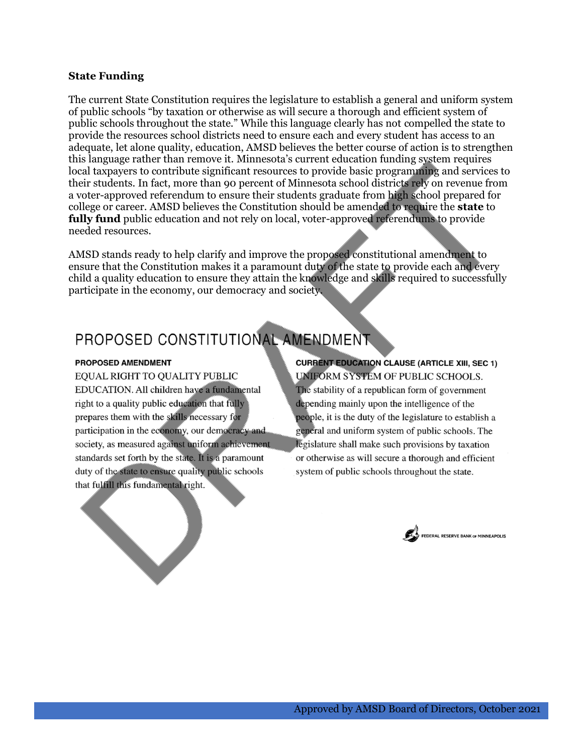**State Funding**

The current State Constitution requires the legislature to establish a general and uniform system of public schools "by taxation or otherwise as will secure a thorough and efficient system of public schools throughout the state." While this language clearly has not compelled the state to provide the resources school districts need to ensure each and every student has access to an adequate, let alone quality, education, AMSD believes the better course of action is to strengthen this language rather than remove it. Minnesota's current education funding system requires local taxpayers to contribute significant resources to provide basic programming and services to their students. In fact, more than 90 percent of Minnesota school districts rely on revenue from a voter-approved referendum to ensure their students graduate from high school prepared for college or career. AMSD believes the Constitution should be amended to require the **state** to **fully fund** public education and not rely on local, voter-approved referendums to provide needed resources.

AMSD stands ready to help clarify and improve the proposed constitutional amendment to ensure that the Constitution makes it a paramount duty of the state to provide each and every child a quality education to ensure they attain the knowledge and skills required to successfully participate in the economy, our democracy and society.

## PROPOSED CONSTITUTIONAL AMENDMENT

**PROPOSED AMENDMENT**

EQUAL RIGHT TO QUALITY PUBLIC EDUCATION. All children have a fundamental right to a quality public education that fully prepares them with the skills necessary for participation in the economy, our democracy and society, as measured against uniform achievement standards set forth by the state. It is a paramount duty of the state to ensure quality public schools that fulfill this fundamental right.

**CURRENT EDUCATION CLAUSE (ARTICLE XIII, SEC 1)**

UNIFORM SYSTEM OF PUBLIC SCHOOLS. The stability of a republican form of government depending mainly upon the intelligence of the people, it is the duty of the legislature to establish a general and uniform system of public schools. The legislature shall make such provisions by taxation or otherwise as will secure a thorough and efficient system of public schools throughout the state.

FEDERAL RESERVE BANK of MINNEAPOLIS

DRAFT

Approved by AMSD Board of Directors, October 2021